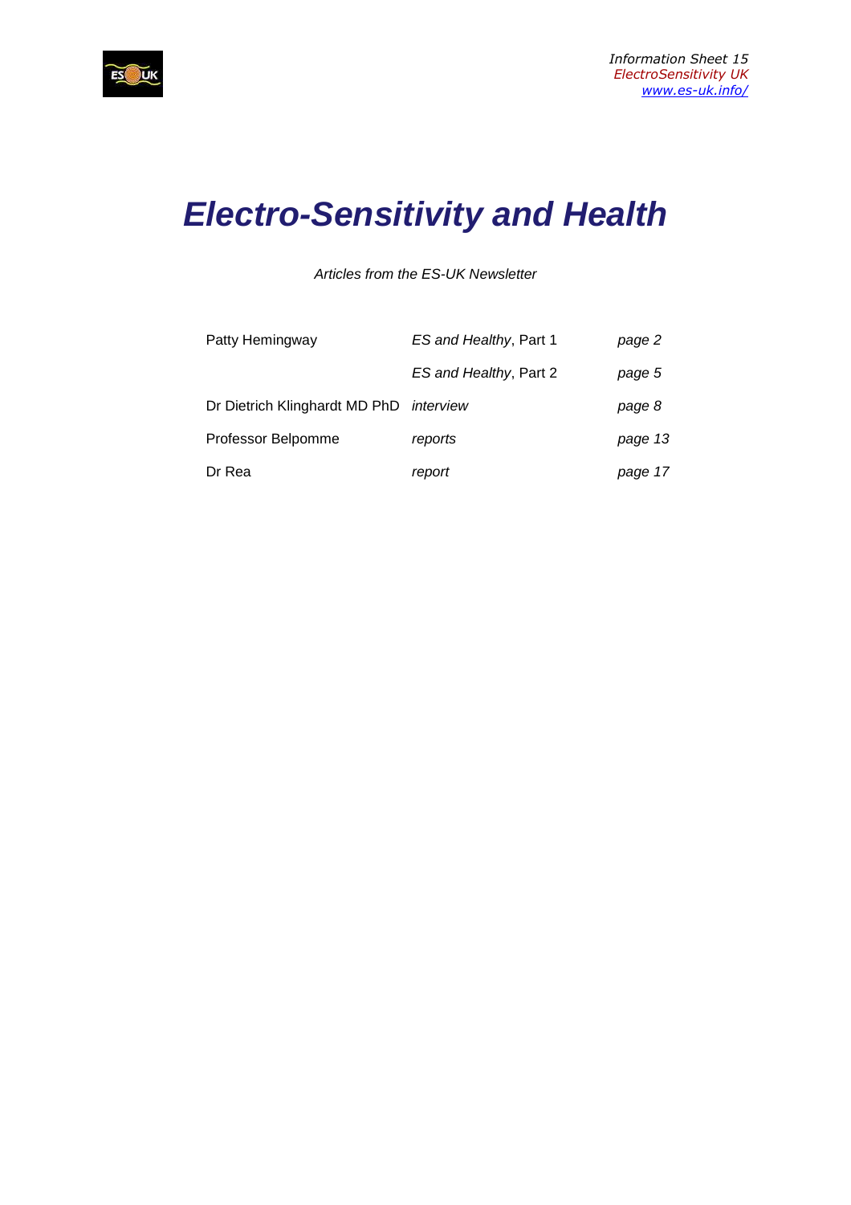*Information Sheet 15*
*ElectroSensitivity UK*
*www.es-uk.info/*

# *Electro-Sensitivity and Health*

*Articles from the ES-UK Newsletter*

| | | |
|---|---|---|
| Patty Hemingway | *ES and Healthy*, Part 1 | *page 2* |
| | *ES and Healthy*, Part 2 | *page 5* |
| Dr Dietrich Klinghardt MD PhD | *interview* | *page 8* |
| Professor Belpomme | *reports* | *page 13* |
| Dr Rea | *report* | *page 17* |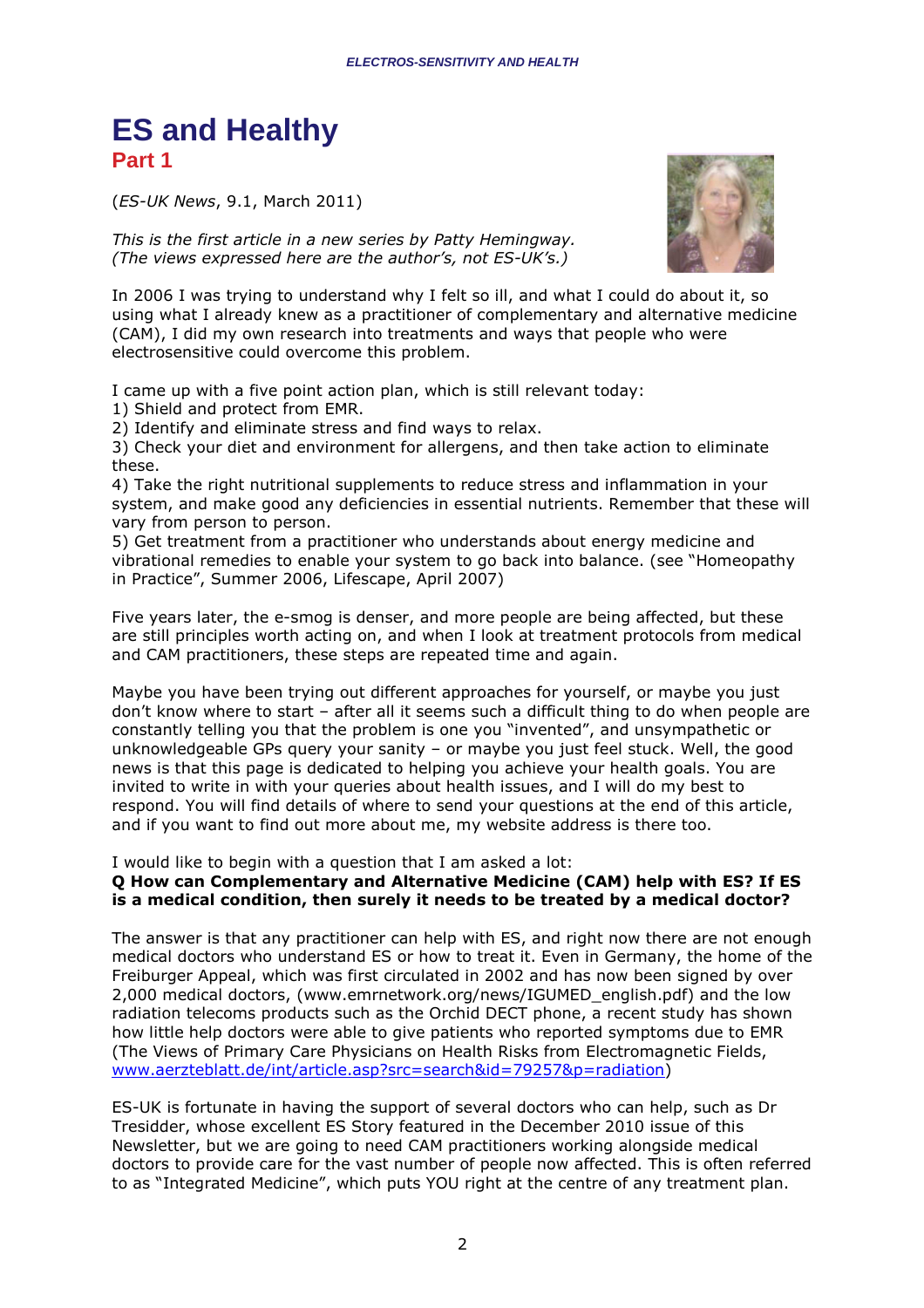# ES and Healthy

## Part 1

(*ES-UK News*, 9.1, March 2011)

*This is the first article in a new series by Patty Hemingway. (The views expressed here are the author's, not ES-UK's.)*

In 2006 I was trying to understand why I felt so ill, and what I could do about it, so using what I already knew as a practitioner of complementary and alternative medicine (CAM), I did my own research into treatments and ways that people who were electrosensitive could overcome this problem.

I came up with a five point action plan, which is still relevant today:

1) Shield and protect from EMR.
2) Identify and eliminate stress and find ways to relax.
3) Check your diet and environment for allergens, and then take action to eliminate these.
4) Take the right nutritional supplements to reduce stress and inflammation in your system, and make good any deficiencies in essential nutrients. Remember that these will vary from person to person.
5) Get treatment from a practitioner who understands about energy medicine and vibrational remedies to enable your system to go back into balance. (see "Homeopathy in Practice", Summer 2006, Lifescape, April 2007)

Five years later, the e-smog is denser, and more people are being affected, but these are still principles worth acting on, and when I look at treatment protocols from medical and CAM practitioners, these steps are repeated time and again.

Maybe you have been trying out different approaches for yourself, or maybe you just don't know where to start – after all it seems such a difficult thing to do when people are constantly telling you that the problem is one you "invented", and unsympathetic or unknowledgeable GPs query your sanity – or maybe you just feel stuck. Well, the good news is that this page is dedicated to helping you achieve your health goals. You are invited to write in with your queries about health issues, and I will do my best to respond. You will find details of where to send your questions at the end of this article, and if you want to find out more about me, my website address is there too.

I would like to begin with a question that I am asked a lot:

**Q How can Complementary and Alternative Medicine (CAM) help with ES? If ES is a medical condition, then surely it needs to be treated by a medical doctor?**

The answer is that any practitioner can help with ES, and right now there are not enough medical doctors who understand ES or how to treat it. Even in Germany, the home of the Freiburger Appeal, which was first circulated in 2002 and has now been signed by over 2,000 medical doctors, (www.emrnetwork.org/news/IGUMED_english.pdf) and the low radiation telecoms products such as the Orchid DECT phone, a recent study has shown how little help doctors were able to give patients who reported symptoms due to EMR (The Views of Primary Care Physicians on Health Risks from Electromagnetic Fields, www.aerzteblatt.de/int/article.asp?src=search&id=79257&p=radiation)

ES-UK is fortunate in having the support of several doctors who can help, such as Dr Tresidder, whose excellent ES Story featured in the December 2010 issue of this Newsletter, but we are going to need CAM practitioners working alongside medical doctors to provide care for the vast number of people now affected. This is often referred to as "Integrated Medicine", which puts YOU right at the centre of any treatment plan.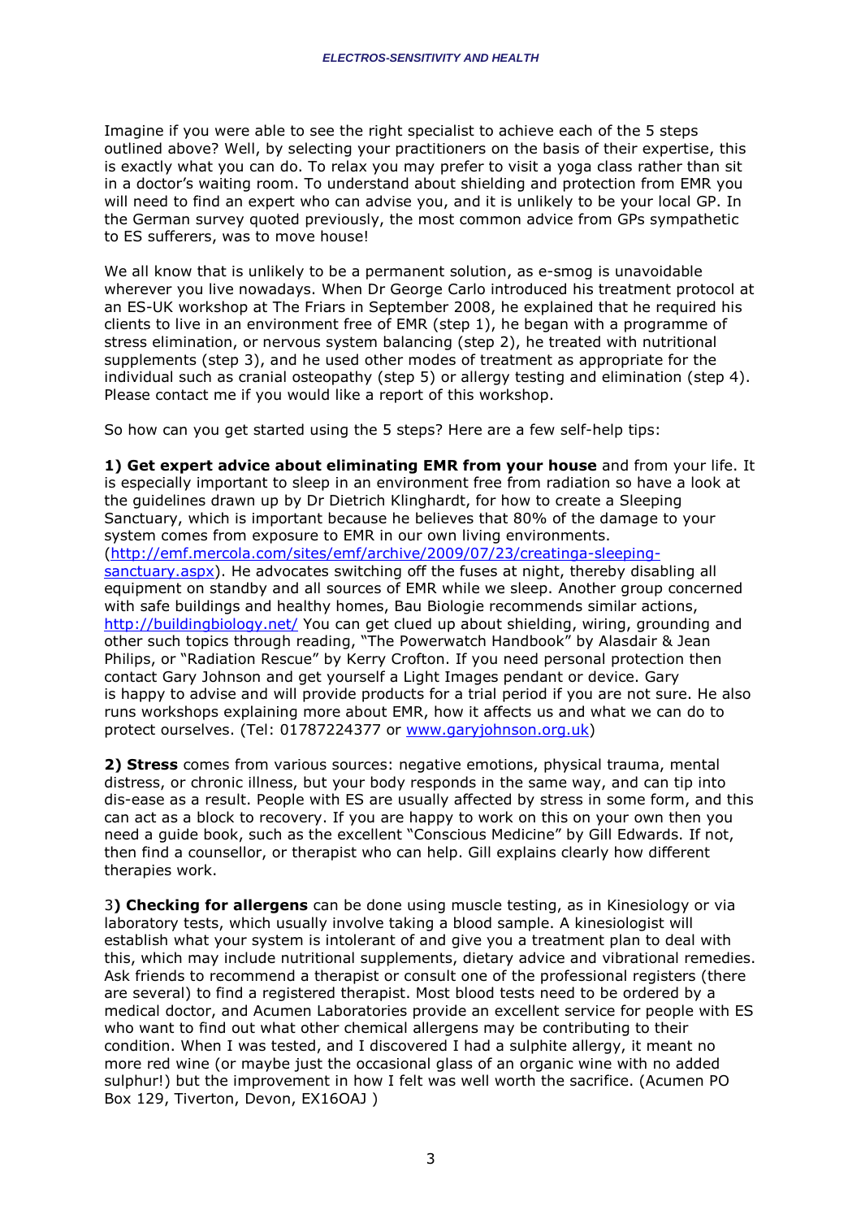Imagine if you were able to see the right specialist to achieve each of the 5 steps outlined above? Well, by selecting your practitioners on the basis of their expertise, this is exactly what you can do. To relax you may prefer to visit a yoga class rather than sit in a doctor's waiting room. To understand about shielding and protection from EMR you will need to find an expert who can advise you, and it is unlikely to be your local GP. In the German survey quoted previously, the most common advice from GPs sympathetic to ES sufferers, was to move house!

We all know that is unlikely to be a permanent solution, as e-smog is unavoidable wherever you live nowadays. When Dr George Carlo introduced his treatment protocol at an ES-UK workshop at The Friars in September 2008, he explained that he required his clients to live in an environment free of EMR (step 1), he began with a programme of stress elimination, or nervous system balancing (step 2), he treated with nutritional supplements (step 3), and he used other modes of treatment as appropriate for the individual such as cranial osteopathy (step 5) or allergy testing and elimination (step 4). Please contact me if you would like a report of this workshop.

So how can you get started using the 5 steps? Here are a few self-help tips:

**1) Get expert advice about eliminating EMR from your house** and from your life. It is especially important to sleep in an environment free from radiation so have a look at the guidelines drawn up by Dr Dietrich Klinghardt, for how to create a Sleeping Sanctuary, which is important because he believes that 80% of the damage to your system comes from exposure to EMR in our own living environments. (http://emf.mercola.com/sites/emf/archive/2009/07/23/creatinga-sleeping-sanctuary.aspx). He advocates switching off the fuses at night, thereby disabling all equipment on standby and all sources of EMR while we sleep. Another group concerned with safe buildings and healthy homes, Bau Biologie recommends similar actions, http://buildingbiology.net/ You can get clued up about shielding, wiring, grounding and other such topics through reading, "The Powerwatch Handbook" by Alasdair & Jean Philips, or "Radiation Rescue" by Kerry Crofton. If you need personal protection then contact Gary Johnson and get yourself a Light Images pendant or device. Gary is happy to advise and will provide products for a trial period if you are not sure. He also runs workshops explaining more about EMR, how it affects us and what we can do to protect ourselves. (Tel: 01787224377 or www.garyjohnson.org.uk)

**2) Stress** comes from various sources: negative emotions, physical trauma, mental distress, or chronic illness, but your body responds in the same way, and can tip into dis-ease as a result. People with ES are usually affected by stress in some form, and this can act as a block to recovery. If you are happy to work on this on your own then you need a guide book, such as the excellent "Conscious Medicine" by Gill Edwards. If not, then find a counsellor, or therapist who can help. Gill explains clearly how different therapies work.

3**) Checking for allergens** can be done using muscle testing, as in Kinesiology or via laboratory tests, which usually involve taking a blood sample. A kinesiologist will establish what your system is intolerant of and give you a treatment plan to deal with this, which may include nutritional supplements, dietary advice and vibrational remedies. Ask friends to recommend a therapist or consult one of the professional registers (there are several) to find a registered therapist. Most blood tests need to be ordered by a medical doctor, and Acumen Laboratories provide an excellent service for people with ES who want to find out what other chemical allergens may be contributing to their condition. When I was tested, and I discovered I had a sulphite allergy, it meant no more red wine (or maybe just the occasional glass of an organic wine with no added sulphur!) but the improvement in how I felt was well worth the sacrifice. (Acumen PO Box 129, Tiverton, Devon, EX16OAJ )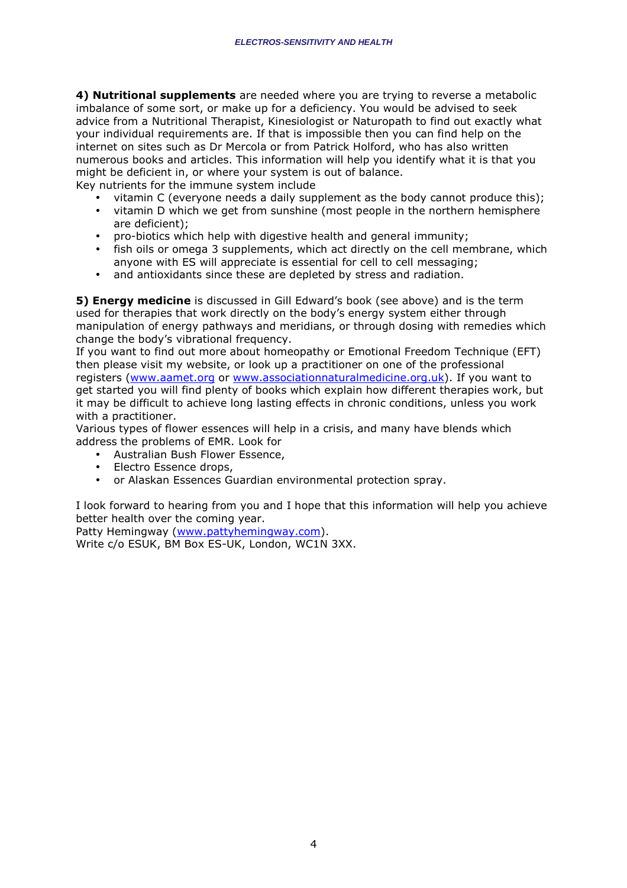**4) Nutritional supplements** are needed where you are trying to reverse a metabolic imbalance of some sort, or make up for a deficiency. You would be advised to seek advice from a Nutritional Therapist, Kinesiologist or Naturopath to find out exactly what your individual requirements are. If that is impossible then you can find help on the internet on sites such as Dr Mercola or from Patrick Holford, who has also written numerous books and articles. This information will help you identify what it is that you might be deficient in, or where your system is out of balance.
Key nutrients for the immune system include

- vitamin C (everyone needs a daily supplement as the body cannot produce this);
- vitamin D which we get from sunshine (most people in the northern hemisphere are deficient);
- pro-biotics which help with digestive health and general immunity;
- fish oils or omega 3 supplements, which act directly on the cell membrane, which anyone with ES will appreciate is essential for cell to cell messaging;
- and antioxidants since these are depleted by stress and radiation.

**5) Energy medicine** is discussed in Gill Edward's book (see above) and is the term used for therapies that work directly on the body's energy system either through manipulation of energy pathways and meridians, or through dosing with remedies which change the body's vibrational frequency.
If you want to find out more about homeopathy or Emotional Freedom Technique (EFT) then please visit my website, or look up a practitioner on one of the professional registers ([www.aamet.org](http://www.aamet.org) or [www.associationnaturalmedicine.org.uk](http://www.associationnaturalmedicine.org.uk)). If you want to get started you will find plenty of books which explain how different therapies work, but it may be difficult to achieve long lasting effects in chronic conditions, unless you work with a practitioner.
Various types of flower essences will help in a crisis, and many have blends which address the problems of EMR. Look for

- Australian Bush Flower Essence,
- Electro Essence drops,
- or Alaskan Essences Guardian environmental protection spray.

I look forward to hearing from you and I hope that this information will help you achieve better health over the coming year.
Patty Hemingway ([www.pattyhemingway.com](http://www.pattyhemingway.com)).
Write c/o ESUK, BM Box ES-UK, London, WC1N 3XX.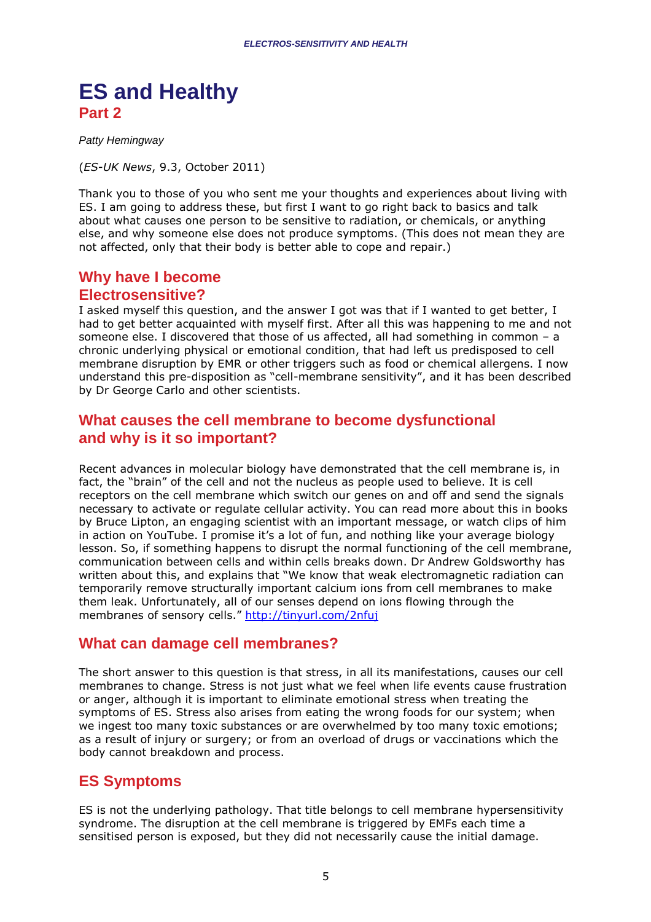# ES and Healthy

## Part 2

*Patty Hemingway*

(*ES-UK News*, 9.3, October 2011)

Thank you to those of you who sent me your thoughts and experiences about living with ES. I am going to address these, but first I want to go right back to basics and talk about what causes one person to be sensitive to radiation, or chemicals, or anything else, and why someone else does not produce symptoms. (This does not mean they are not affected, only that their body is better able to cope and repair.)

## Why have I become Electrosensitive?

I asked myself this question, and the answer I got was that if I wanted to get better, I had to get better acquainted with myself first. After all this was happening to me and not someone else. I discovered that those of us affected, all had something in common – a chronic underlying physical or emotional condition, that had left us predisposed to cell membrane disruption by EMR or other triggers such as food or chemical allergens. I now understand this pre-disposition as "cell-membrane sensitivity", and it has been described by Dr George Carlo and other scientists.

## What causes the cell membrane to become dysfunctional and why is it so important?

Recent advances in molecular biology have demonstrated that the cell membrane is, in fact, the "brain" of the cell and not the nucleus as people used to believe. It is cell receptors on the cell membrane which switch our genes on and off and send the signals necessary to activate or regulate cellular activity. You can read more about this in books by Bruce Lipton, an engaging scientist with an important message, or watch clips of him in action on YouTube. I promise it's a lot of fun, and nothing like your average biology lesson. So, if something happens to disrupt the normal functioning of the cell membrane, communication between cells and within cells breaks down. Dr Andrew Goldsworthy has written about this, and explains that "We know that weak electromagnetic radiation can temporarily remove structurally important calcium ions from cell membranes to make them leak. Unfortunately, all of our senses depend on ions flowing through the membranes of sensory cells." http://tinyurl.com/2nfuj

## What can damage cell membranes?

The short answer to this question is that stress, in all its manifestations, causes our cell membranes to change. Stress is not just what we feel when life events cause frustration or anger, although it is important to eliminate emotional stress when treating the symptoms of ES. Stress also arises from eating the wrong foods for our system; when we ingest too many toxic substances or are overwhelmed by too many toxic emotions; as a result of injury or surgery; or from an overload of drugs or vaccinations which the body cannot breakdown and process.

## ES Symptoms

ES is not the underlying pathology. That title belongs to cell membrane hypersensitivity syndrome. The disruption at the cell membrane is triggered by EMFs each time a sensitised person is exposed, but they did not necessarily cause the initial damage.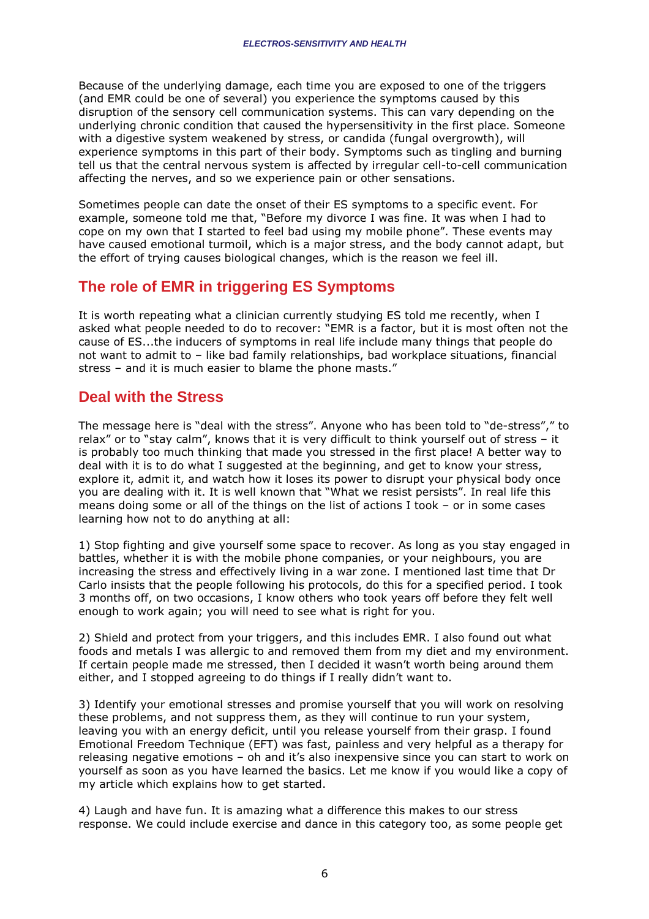Because of the underlying damage, each time you are exposed to one of the triggers (and EMR could be one of several) you experience the symptoms caused by this disruption of the sensory cell communication systems. This can vary depending on the underlying chronic condition that caused the hypersensitivity in the first place. Someone with a digestive system weakened by stress, or candida (fungal overgrowth), will experience symptoms in this part of their body. Symptoms such as tingling and burning tell us that the central nervous system is affected by irregular cell-to-cell communication affecting the nerves, and so we experience pain or other sensations.

Sometimes people can date the onset of their ES symptoms to a specific event. For example, someone told me that, "Before my divorce I was fine. It was when I had to cope on my own that I started to feel bad using my mobile phone". These events may have caused emotional turmoil, which is a major stress, and the body cannot adapt, but the effort of trying causes biological changes, which is the reason we feel ill.

## The role of EMR in triggering ES Symptoms

It is worth repeating what a clinician currently studying ES told me recently, when I asked what people needed to do to recover: "EMR is a factor, but it is most often not the cause of ES...the inducers of symptoms in real life include many things that people do not want to admit to – like bad family relationships, bad workplace situations, financial stress – and it is much easier to blame the phone masts."

## Deal with the Stress

The message here is "deal with the stress". Anyone who has been told to "de-stress"," to relax" or to "stay calm", knows that it is very difficult to think yourself out of stress – it is probably too much thinking that made you stressed in the first place! A better way to deal with it is to do what I suggested at the beginning, and get to know your stress, explore it, admit it, and watch how it loses its power to disrupt your physical body once you are dealing with it. It is well known that "What we resist persists". In real life this means doing some or all of the things on the list of actions I took – or in some cases learning how not to do anything at all:

1) Stop fighting and give yourself some space to recover. As long as you stay engaged in battles, whether it is with the mobile phone companies, or your neighbours, you are increasing the stress and effectively living in a war zone. I mentioned last time that Dr Carlo insists that the people following his protocols, do this for a specified period. I took 3 months off, on two occasions, I know others who took years off before they felt well enough to work again; you will need to see what is right for you.

2) Shield and protect from your triggers, and this includes EMR. I also found out what foods and metals I was allergic to and removed them from my diet and my environment. If certain people made me stressed, then I decided it wasn't worth being around them either, and I stopped agreeing to do things if I really didn't want to.

3) Identify your emotional stresses and promise yourself that you will work on resolving these problems, and not suppress them, as they will continue to run your system, leaving you with an energy deficit, until you release yourself from their grasp. I found Emotional Freedom Technique (EFT) was fast, painless and very helpful as a therapy for releasing negative emotions – oh and it's also inexpensive since you can start to work on yourself as soon as you have learned the basics. Let me know if you would like a copy of my article which explains how to get started.

4) Laugh and have fun. It is amazing what a difference this makes to our stress response. We could include exercise and dance in this category too, as some people get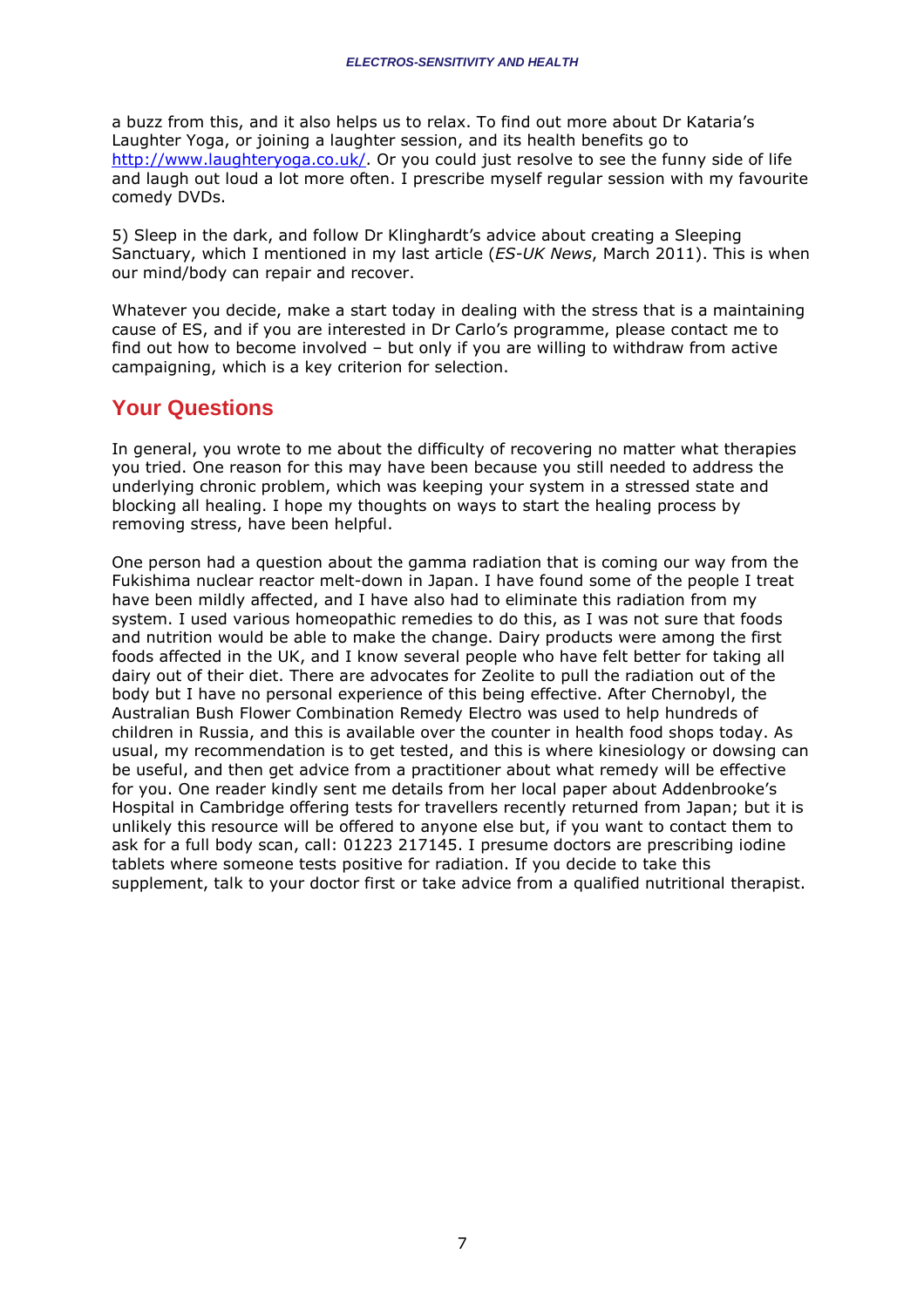a buzz from this, and it also helps us to relax. To find out more about Dr Kataria's Laughter Yoga, or joining a laughter session, and its health benefits go to http://www.laughteryoga.co.uk/. Or you could just resolve to see the funny side of life and laugh out loud a lot more often. I prescribe myself regular session with my favourite comedy DVDs.

5) Sleep in the dark, and follow Dr Klinghardt's advice about creating a Sleeping Sanctuary, which I mentioned in my last article (*ES-UK News*, March 2011). This is when our mind/body can repair and recover.

Whatever you decide, make a start today in dealing with the stress that is a maintaining cause of ES, and if you are interested in Dr Carlo's programme, please contact me to find out how to become involved – but only if you are willing to withdraw from active campaigning, which is a key criterion for selection.

## Your Questions

In general, you wrote to me about the difficulty of recovering no matter what therapies you tried. One reason for this may have been because you still needed to address the underlying chronic problem, which was keeping your system in a stressed state and blocking all healing. I hope my thoughts on ways to start the healing process by removing stress, have been helpful.

One person had a question about the gamma radiation that is coming our way from the Fukishima nuclear reactor melt-down in Japan. I have found some of the people I treat have been mildly affected, and I have also had to eliminate this radiation from my system. I used various homeopathic remedies to do this, as I was not sure that foods and nutrition would be able to make the change. Dairy products were among the first foods affected in the UK, and I know several people who have felt better for taking all dairy out of their diet. There are advocates for Zeolite to pull the radiation out of the body but I have no personal experience of this being effective. After Chernobyl, the Australian Bush Flower Combination Remedy Electro was used to help hundreds of children in Russia, and this is available over the counter in health food shops today. As usual, my recommendation is to get tested, and this is where kinesiology or dowsing can be useful, and then get advice from a practitioner about what remedy will be effective for you. One reader kindly sent me details from her local paper about Addenbrooke's Hospital in Cambridge offering tests for travellers recently returned from Japan; but it is unlikely this resource will be offered to anyone else but, if you want to contact them to ask for a full body scan, call: 01223 217145. I presume doctors are prescribing iodine tablets where someone tests positive for radiation. If you decide to take this supplement, talk to your doctor first or take advice from a qualified nutritional therapist.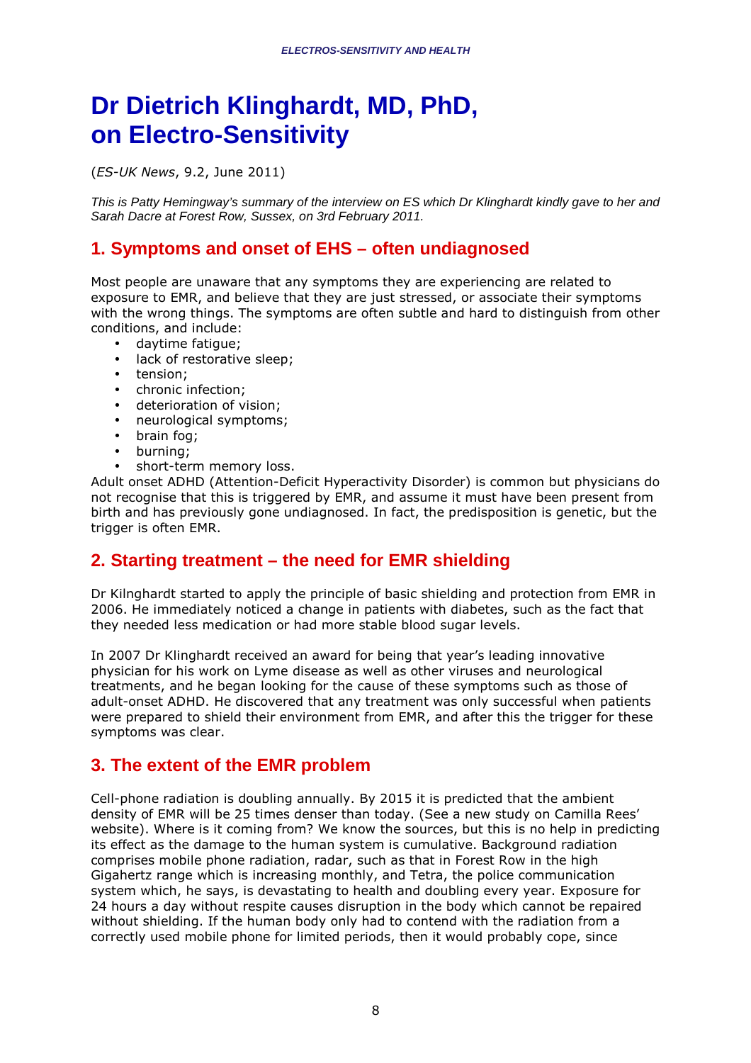# Dr Dietrich Klinghardt, MD, PhD, on Electro-Sensitivity

(*ES-UK News*, 9.2, June 2011)

*This is Patty Hemingway's summary of the interview on ES which Dr Klinghardt kindly gave to her and Sarah Dacre at Forest Row, Sussex, on 3rd February 2011.*

## 1. Symptoms and onset of EHS – often undiagnosed

Most people are unaware that any symptoms they are experiencing are related to exposure to EMR, and believe that they are just stressed, or associate their symptoms with the wrong things. The symptoms are often subtle and hard to distinguish from other conditions, and include:

- daytime fatigue;
- lack of restorative sleep;
- tension;
- chronic infection;
- deterioration of vision;
- neurological symptoms;
- brain fog;
- burning;
- short-term memory loss.

Adult onset ADHD (Attention-Deficit Hyperactivity Disorder) is common but physicians do not recognise that this is triggered by EMR, and assume it must have been present from birth and has previously gone undiagnosed. In fact, the predisposition is genetic, but the trigger is often EMR.

## 2. Starting treatment – the need for EMR shielding

Dr Kilnghardt started to apply the principle of basic shielding and protection from EMR in 2006. He immediately noticed a change in patients with diabetes, such as the fact that they needed less medication or had more stable blood sugar levels.

In 2007 Dr Klinghardt received an award for being that year's leading innovative physician for his work on Lyme disease as well as other viruses and neurological treatments, and he began looking for the cause of these symptoms such as those of adult-onset ADHD. He discovered that any treatment was only successful when patients were prepared to shield their environment from EMR, and after this the trigger for these symptoms was clear.

## 3. The extent of the EMR problem

Cell-phone radiation is doubling annually. By 2015 it is predicted that the ambient density of EMR will be 25 times denser than today. (See a new study on Camilla Rees' website). Where is it coming from? We know the sources, but this is no help in predicting its effect as the damage to the human system is cumulative. Background radiation comprises mobile phone radiation, radar, such as that in Forest Row in the high Gigahertz range which is increasing monthly, and Tetra, the police communication system which, he says, is devastating to health and doubling every year. Exposure for 24 hours a day without respite causes disruption in the body which cannot be repaired without shielding. If the human body only had to contend with the radiation from a correctly used mobile phone for limited periods, then it would probably cope, since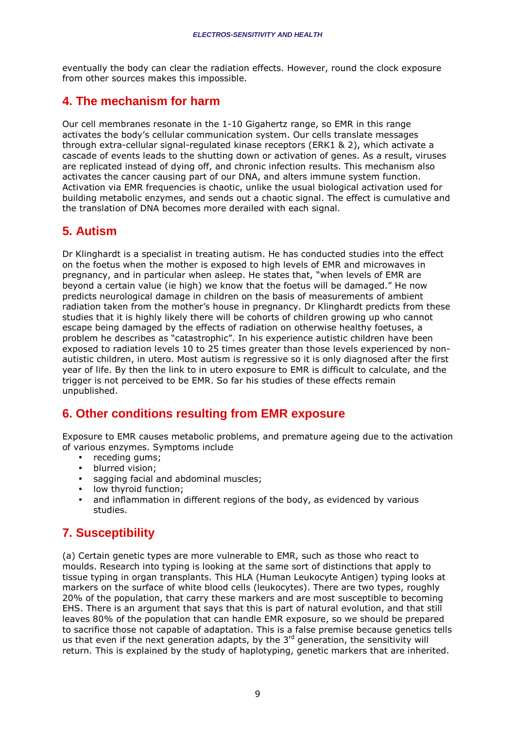eventually the body can clear the radiation effects. However, round the clock exposure from other sources makes this impossible.

## 4. The mechanism for harm

Our cell membranes resonate in the 1-10 Gigahertz range, so EMR in this range activates the body's cellular communication system. Our cells translate messages through extra-cellular signal-regulated kinase receptors (ERK1 & 2), which activate a cascade of events leads to the shutting down or activation of genes. As a result, viruses are replicated instead of dying off, and chronic infection results. This mechanism also activates the cancer causing part of our DNA, and alters immune system function. Activation via EMR frequencies is chaotic, unlike the usual biological activation used for building metabolic enzymes, and sends out a chaotic signal. The effect is cumulative and the translation of DNA becomes more derailed with each signal.

## 5. Autism

Dr Klinghardt is a specialist in treating autism. He has conducted studies into the effect on the foetus when the mother is exposed to high levels of EMR and microwaves in pregnancy, and in particular when asleep. He states that, "when levels of EMR are beyond a certain value (ie high) we know that the foetus will be damaged." He now predicts neurological damage in children on the basis of measurements of ambient radiation taken from the mother's house in pregnancy. Dr Klinghardt predicts from these studies that it is highly likely there will be cohorts of children growing up who cannot escape being damaged by the effects of radiation on otherwise healthy foetuses, a problem he describes as "catastrophic". In his experience autistic children have been exposed to radiation levels 10 to 25 times greater than those levels experienced by non-autistic children, in utero. Most autism is regressive so it is only diagnosed after the first year of life. By then the link to in utero exposure to EMR is difficult to calculate, and the trigger is not perceived to be EMR. So far his studies of these effects remain unpublished.

## 6. Other conditions resulting from EMR exposure

Exposure to EMR causes metabolic problems, and premature ageing due to the activation of various enzymes. Symptoms include

- receding gums;
- blurred vision;
- sagging facial and abdominal muscles;
- low thyroid function;
- and inflammation in different regions of the body, as evidenced by various studies.

## 7. Susceptibility

(a) Certain genetic types are more vulnerable to EMR, such as those who react to moulds. Research into typing is looking at the same sort of distinctions that apply to tissue typing in organ transplants. This HLA (Human Leukocyte Antigen) typing looks at markers on the surface of white blood cells (leukocytes). There are two types, roughly 20% of the population, that carry these markers and are most susceptible to becoming EHS. There is an argument that says that this is part of natural evolution, and that still leaves 80% of the population that can handle EMR exposure, so we should be prepared to sacrifice those not capable of adaptation. This is a false premise because genetics tells us that even if the next generation adapts, by the 3rd generation, the sensitivity will return. This is explained by the study of haplotyping, genetic markers that are inherited.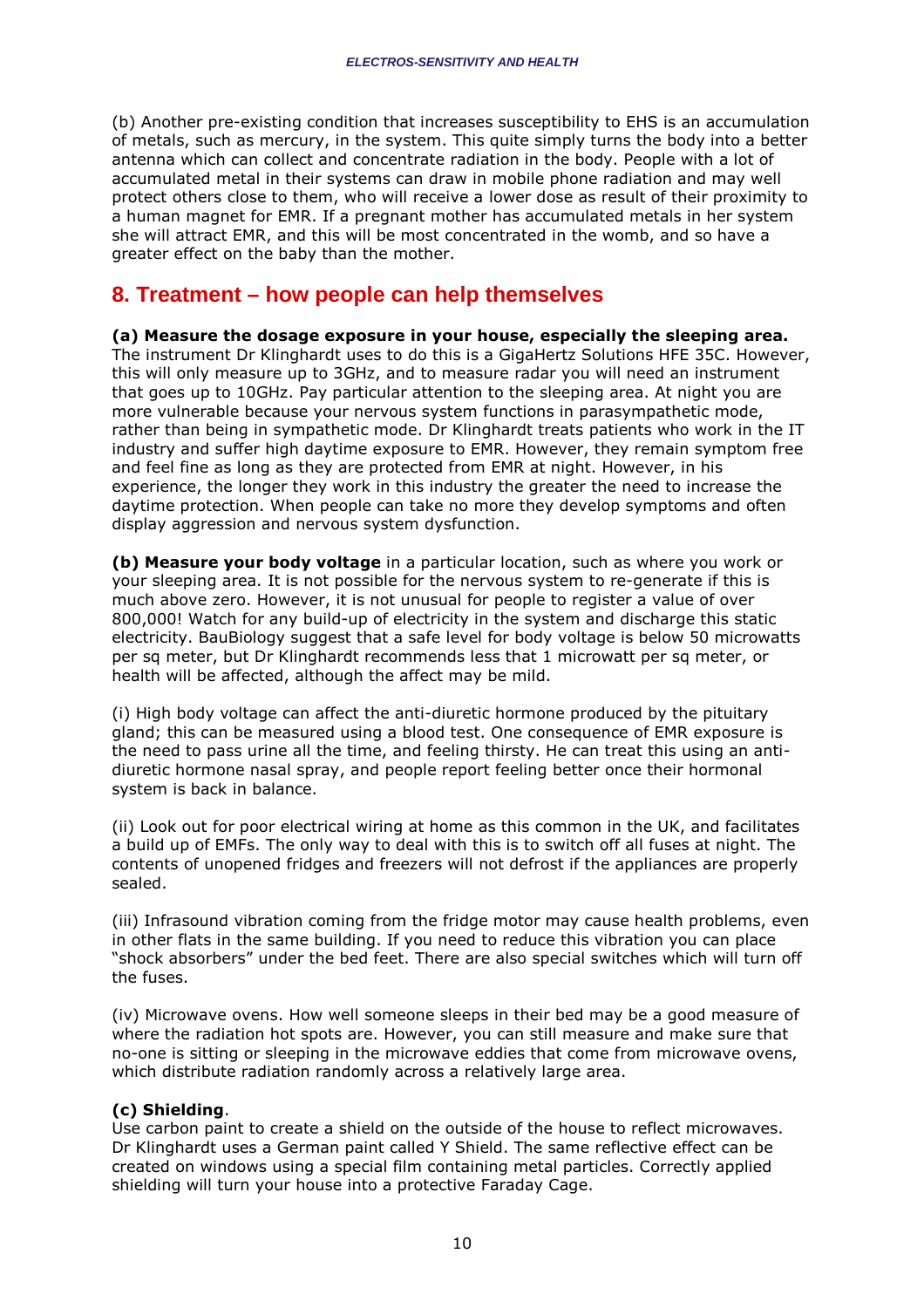(b) Another pre-existing condition that increases susceptibility to EHS is an accumulation of metals, such as mercury, in the system. This quite simply turns the body into a better antenna which can collect and concentrate radiation in the body. People with a lot of accumulated metal in their systems can draw in mobile phone radiation and may well protect others close to them, who will receive a lower dose as result of their proximity to a human magnet for EMR. If a pregnant mother has accumulated metals in her system she will attract EMR, and this will be most concentrated in the womb, and so have a greater effect on the baby than the mother.

## 8. Treatment – how people can help themselves

**(a) Measure the dosage exposure in your house, especially the sleeping area.** The instrument Dr Klinghardt uses to do this is a GigaHertz Solutions HFE 35C. However, this will only measure up to 3GHz, and to measure radar you will need an instrument that goes up to 10GHz. Pay particular attention to the sleeping area. At night you are more vulnerable because your nervous system functions in parasympathetic mode, rather than being in sympathetic mode. Dr Klinghardt treats patients who work in the IT industry and suffer high daytime exposure to EMR. However, they remain symptom free and feel fine as long as they are protected from EMR at night. However, in his experience, the longer they work in this industry the greater the need to increase the daytime protection. When people can take no more they develop symptoms and often display aggression and nervous system dysfunction.

**(b) Measure your body voltage** in a particular location, such as where you work or your sleeping area. It is not possible for the nervous system to re-generate if this is much above zero. However, it is not unusual for people to register a value of over 800,000! Watch for any build-up of electricity in the system and discharge this static electricity. BauBiology suggest that a safe level for body voltage is below 50 microwatts per sq meter, but Dr Klinghardt recommends less that 1 microwatt per sq meter, or health will be affected, although the affect may be mild.

(i) High body voltage can affect the anti-diuretic hormone produced by the pituitary gland; this can be measured using a blood test. One consequence of EMR exposure is the need to pass urine all the time, and feeling thirsty. He can treat this using an anti-diuretic hormone nasal spray, and people report feeling better once their hormonal system is back in balance.

(ii) Look out for poor electrical wiring at home as this common in the UK, and facilitates a build up of EMFs. The only way to deal with this is to switch off all fuses at night. The contents of unopened fridges and freezers will not defrost if the appliances are properly sealed.

(iii) Infrasound vibration coming from the fridge motor may cause health problems, even in other flats in the same building. If you need to reduce this vibration you can place "shock absorbers" under the bed feet. There are also special switches which will turn off the fuses.

(iv) Microwave ovens. How well someone sleeps in their bed may be a good measure of where the radiation hot spots are. However, you can still measure and make sure that no-one is sitting or sleeping in the microwave eddies that come from microwave ovens, which distribute radiation randomly across a relatively large area.

**(c) Shielding**.
Use carbon paint to create a shield on the outside of the house to reflect microwaves. Dr Klinghardt uses a German paint called Y Shield. The same reflective effect can be created on windows using a special film containing metal particles. Correctly applied shielding will turn your house into a protective Faraday Cage.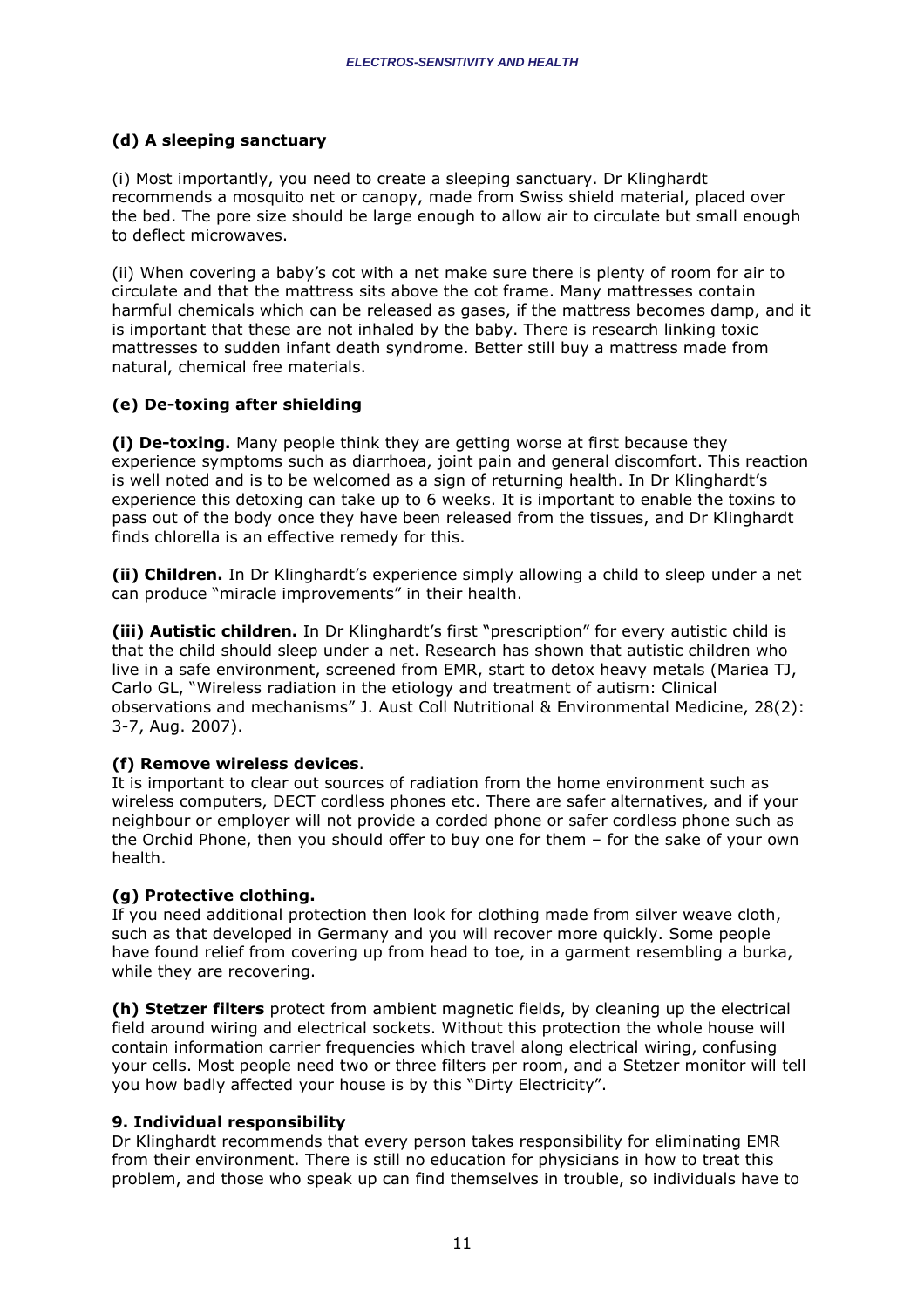### (d) A sleeping sanctuary

(i) Most importantly, you need to create a sleeping sanctuary. Dr Klinghardt recommends a mosquito net or canopy, made from Swiss shield material, placed over the bed. The pore size should be large enough to allow air to circulate but small enough to deflect microwaves.

(ii) When covering a baby's cot with a net make sure there is plenty of room for air to circulate and that the mattress sits above the cot frame. Many mattresses contain harmful chemicals which can be released as gases, if the mattress becomes damp, and it is important that these are not inhaled by the baby. There is research linking toxic mattresses to sudden infant death syndrome. Better still buy a mattress made from natural, chemical free materials.

### (e) De-toxing after shielding

**(i) De-toxing.** Many people think they are getting worse at first because they experience symptoms such as diarrhoea, joint pain and general discomfort. This reaction is well noted and is to be welcomed as a sign of returning health. In Dr Klinghardt's experience this detoxing can take up to 6 weeks. It is important to enable the toxins to pass out of the body once they have been released from the tissues, and Dr Klinghardt finds chlorella is an effective remedy for this.

**(ii) Children.** In Dr Klinghardt's experience simply allowing a child to sleep under a net can produce "miracle improvements" in their health.

**(iii) Autistic children.** In Dr Klinghardt's first "prescription" for every autistic child is that the child should sleep under a net. Research has shown that autistic children who live in a safe environment, screened from EMR, start to detox heavy metals (Mariea TJ, Carlo GL, "Wireless radiation in the etiology and treatment of autism: Clinical observations and mechanisms" J. Aust Coll Nutritional & Environmental Medicine, 28(2): 3-7, Aug. 2007).

### (f) Remove wireless devices.

It is important to clear out sources of radiation from the home environment such as wireless computers, DECT cordless phones etc. There are safer alternatives, and if your neighbour or employer will not provide a corded phone or safer cordless phone such as the Orchid Phone, then you should offer to buy one for them – for the sake of your own health.

### (g) Protective clothing.

If you need additional protection then look for clothing made from silver weave cloth, such as that developed in Germany and you will recover more quickly. Some people have found relief from covering up from head to toe, in a garment resembling a burka, while they are recovering.

**(h) Stetzer filters** protect from ambient magnetic fields, by cleaning up the electrical field around wiring and electrical sockets. Without this protection the whole house will contain information carrier frequencies which travel along electrical wiring, confusing your cells. Most people need two or three filters per room, and a Stetzer monitor will tell you how badly affected your house is by this "Dirty Electricity".

## 9. Individual responsibility

Dr Klinghardt recommends that every person takes responsibility for eliminating EMR from their environment. There is still no education for physicians in how to treat this problem, and those who speak up can find themselves in trouble, so individuals have to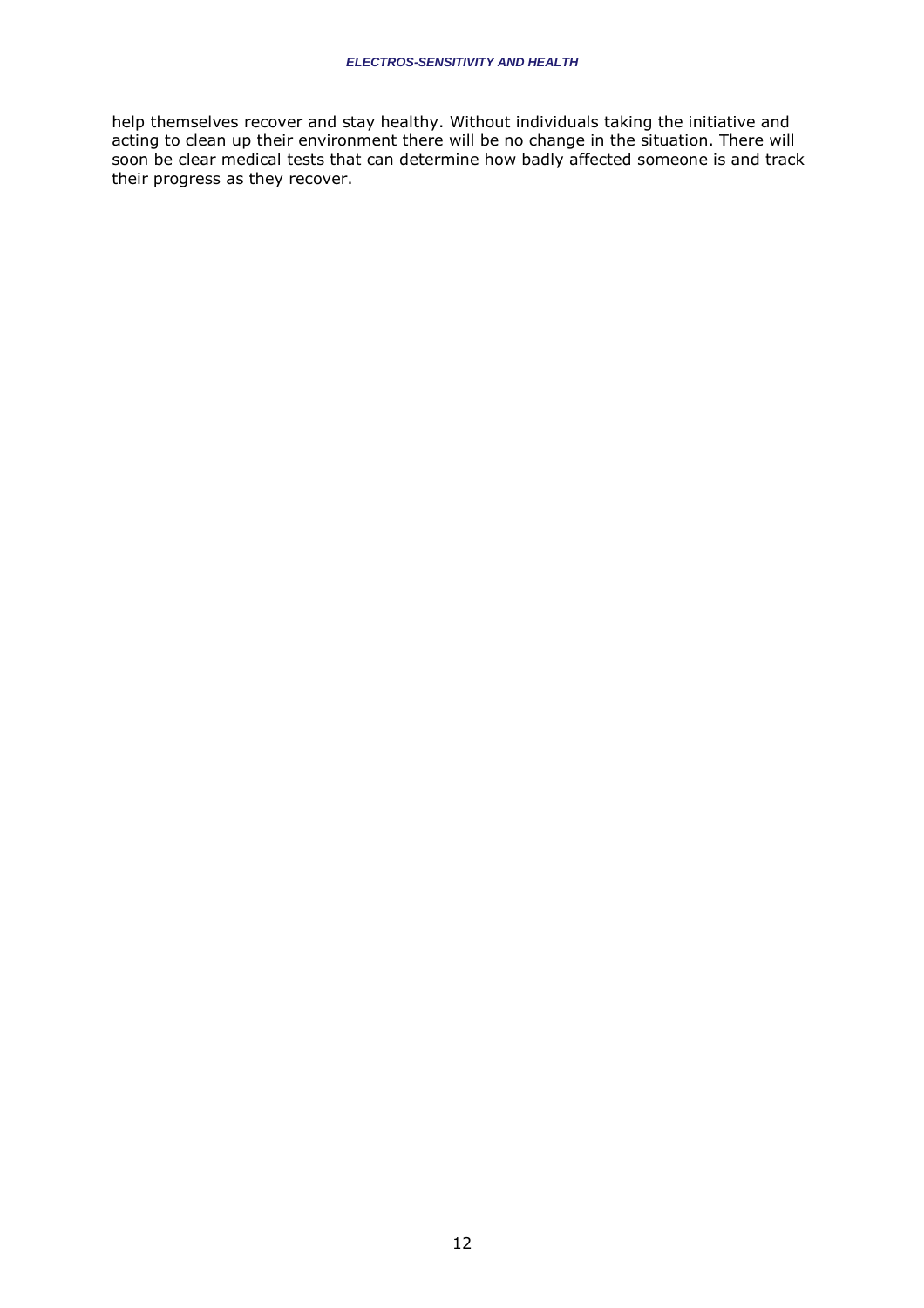help themselves recover and stay healthy. Without individuals taking the initiative and acting to clean up their environment there will be no change in the situation. There will soon be clear medical tests that can determine how badly affected someone is and track their progress as they recover.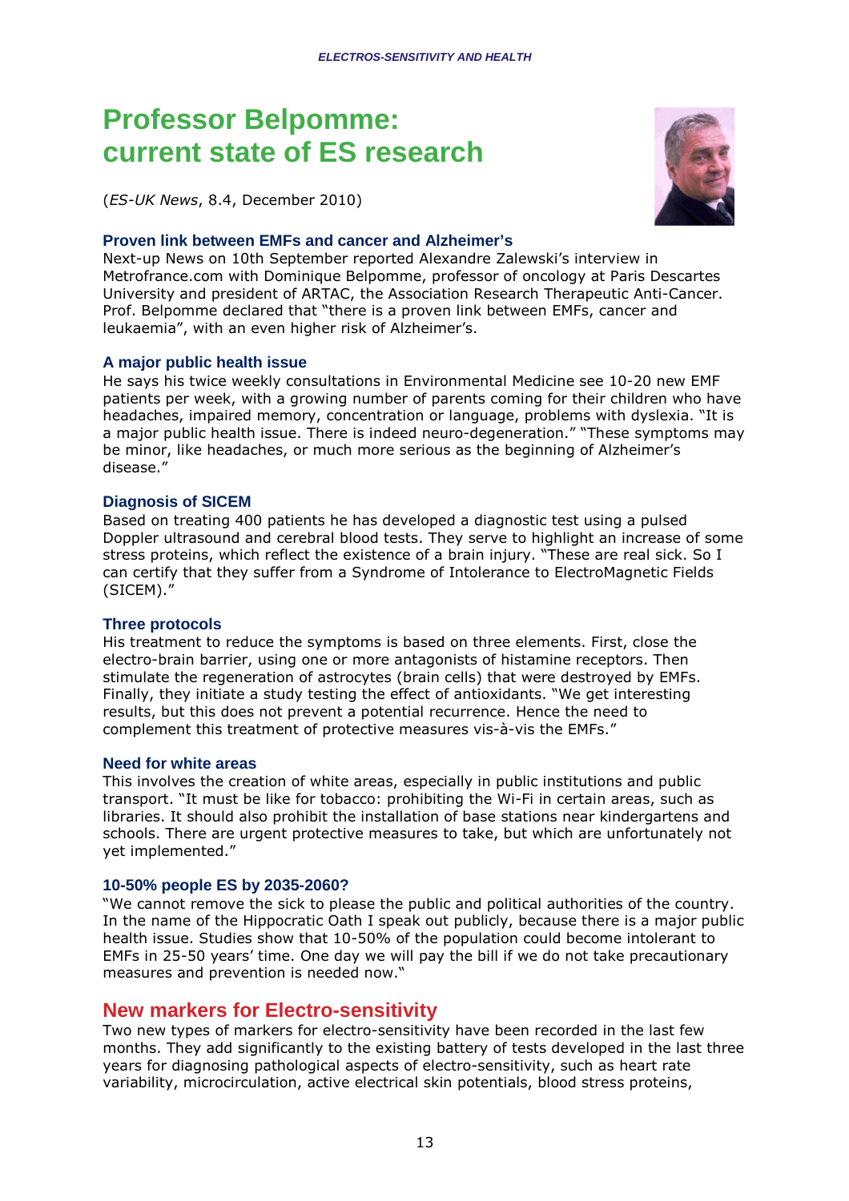# Professor Belpomme: current state of ES research

(*ES-UK News*, 8.4, December 2010)

### Proven link between EMFs and cancer and Alzheimer's

Next-up News on 10th September reported Alexandre Zalewski's interview in Metrofrance.com with Dominique Belpomme, professor of oncology at Paris Descartes University and president of ARTAC, the Association Research Therapeutic Anti-Cancer. Prof. Belpomme declared that "there is a proven link between EMFs, cancer and leukaemia", with an even higher risk of Alzheimer's.

### A major public health issue

He says his twice weekly consultations in Environmental Medicine see 10-20 new EMF patients per week, with a growing number of parents coming for their children who have headaches, impaired memory, concentration or language, problems with dyslexia. "It is a major public health issue. There is indeed neuro-degeneration." "These symptoms may be minor, like headaches, or much more serious as the beginning of Alzheimer's disease."

### Diagnosis of SICEM

Based on treating 400 patients he has developed a diagnostic test using a pulsed Doppler ultrasound and cerebral blood tests. They serve to highlight an increase of some stress proteins, which reflect the existence of a brain injury. "These are real sick. So I can certify that they suffer from a Syndrome of Intolerance to ElectroMagnetic Fields (SICEM)."

### Three protocols

His treatment to reduce the symptoms is based on three elements. First, close the electro-brain barrier, using one or more antagonists of histamine receptors. Then stimulate the regeneration of astrocytes (brain cells) that were destroyed by EMFs. Finally, they initiate a study testing the effect of antioxidants. "We get interesting results, but this does not prevent a potential recurrence. Hence the need to complement this treatment of protective measures vis-à-vis the EMFs."

### Need for white areas

This involves the creation of white areas, especially in public institutions and public transport. "It must be like for tobacco: prohibiting the Wi-Fi in certain areas, such as libraries. It should also prohibit the installation of base stations near kindergartens and schools. There are urgent protective measures to take, but which are unfortunately not yet implemented."

### 10-50% people ES by 2035-2060?

"We cannot remove the sick to please the public and political authorities of the country. In the name of the Hippocratic Oath I speak out publicly, because there is a major public health issue. Studies show that 10-50% of the population could become intolerant to EMFs in 25-50 years' time. One day we will pay the bill if we do not take precautionary measures and prevention is needed now."

## New markers for Electro-sensitivity

Two new types of markers for electro-sensitivity have been recorded in the last few months. They add significantly to the existing battery of tests developed in the last three years for diagnosing pathological aspects of electro-sensitivity, such as heart rate variability, microcirculation, active electrical skin potentials, blood stress proteins,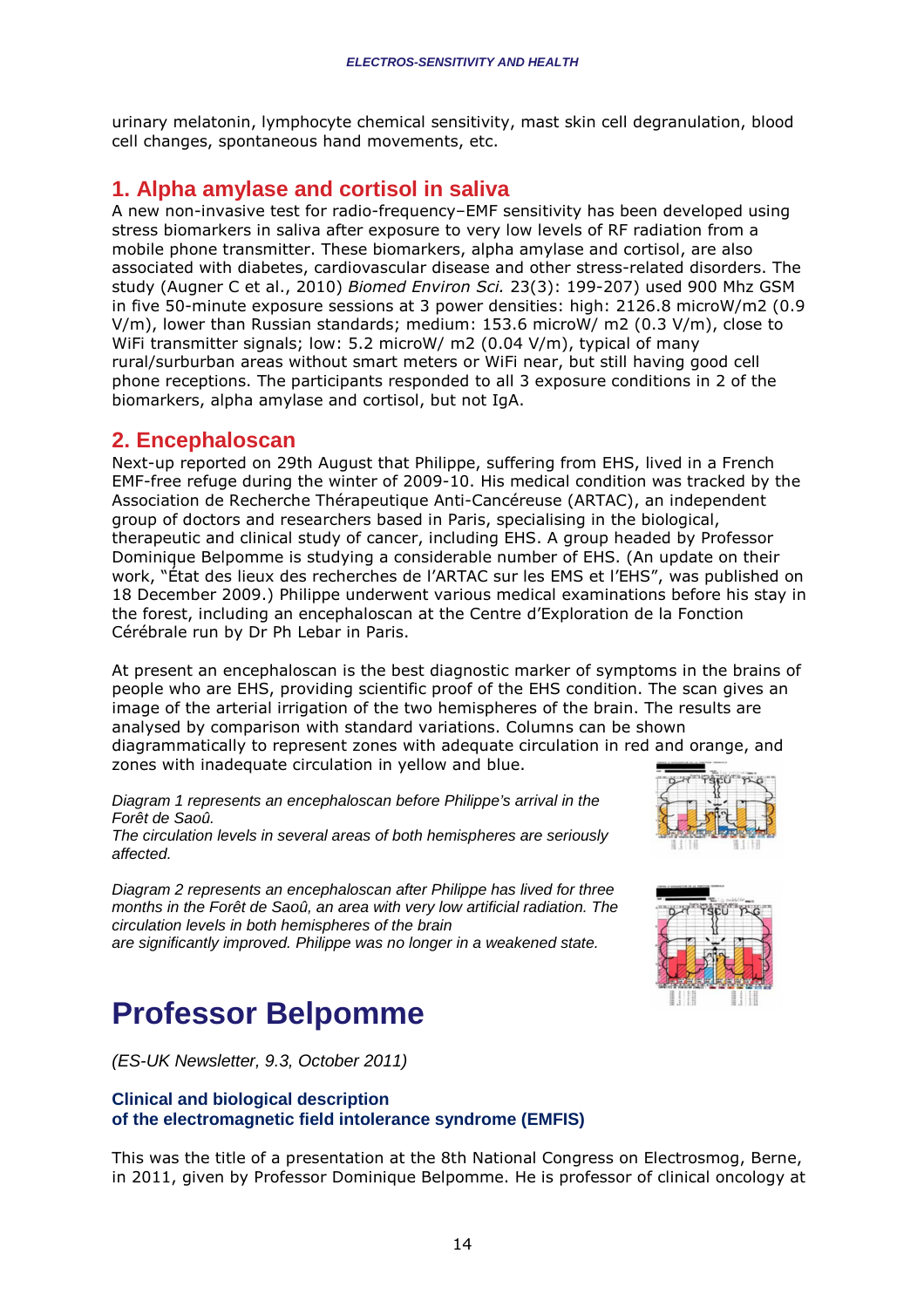urinary melatonin, lymphocyte chemical sensitivity, mast skin cell degranulation, blood cell changes, spontaneous hand movements, etc.

## 1. Alpha amylase and cortisol in saliva

A new non-invasive test for radio-frequency–EMF sensitivity has been developed using stress biomarkers in saliva after exposure to very low levels of RF radiation from a mobile phone transmitter. These biomarkers, alpha amylase and cortisol, are also associated with diabetes, cardiovascular disease and other stress-related disorders. The study (Augner C et al., 2010) *Biomed Environ Sci.* 23(3): 199-207) used 900 Mhz GSM in five 50-minute exposure sessions at 3 power densities: high: 2126.8 microW/m2 (0.9 V/m), lower than Russian standards; medium: 153.6 microW/ m2 (0.3 V/m), close to WiFi transmitter signals; low: 5.2 microW/ m2 (0.04 V/m), typical of many rural/surburban areas without smart meters or WiFi near, but still having good cell phone receptions. The participants responded to all 3 exposure conditions in 2 of the biomarkers, alpha amylase and cortisol, but not IgA.

## 2. Encephaloscan

Next-up reported on 29th August that Philippe, suffering from EHS, lived in a French EMF-free refuge during the winter of 2009-10. His medical condition was tracked by the Association de Recherche Thérapeutique Anti-Cancéreuse (ARTAC), an independent group of doctors and researchers based in Paris, specialising in the biological, therapeutic and clinical study of cancer, including EHS. A group headed by Professor Dominique Belpomme is studying a considerable number of EHS. (An update on their work, "État des lieux des recherches de l'ARTAC sur les EMS et l'EHS", was published on 18 December 2009.) Philippe underwent various medical examinations before his stay in the forest, including an encephaloscan at the Centre d'Exploration de la Fonction Cérébrale run by Dr Ph Lebar in Paris.

At present an encephaloscan is the best diagnostic marker of symptoms in the brains of people who are EHS, providing scientific proof of the EHS condition. The scan gives an image of the arterial irrigation of the two hemispheres of the brain. The results are analysed by comparison with standard variations. Columns can be shown diagrammatically to represent zones with adequate circulation in red and orange, and zones with inadequate circulation in yellow and blue.

*Diagram 1 represents an encephaloscan before Philippe's arrival in the Forêt de Saoû.*
*The circulation levels in several areas of both hemispheres are seriously affected.*

*Diagram 2 represents an encephaloscan after Philippe has lived for three months in the Forêt de Saoû, an area with very low artificial radiation. The circulation levels in both hemispheres of the brain are significantly improved. Philippe was no longer in a weakened state.*

# Professor Belpomme

*(ES-UK Newsletter, 9.3, October 2011)*

### Clinical and biological description of the electromagnetic field intolerance syndrome (EMFIS)

This was the title of a presentation at the 8th National Congress on Electrosmog, Berne, in 2011, given by Professor Dominique Belpomme. He is professor of clinical oncology at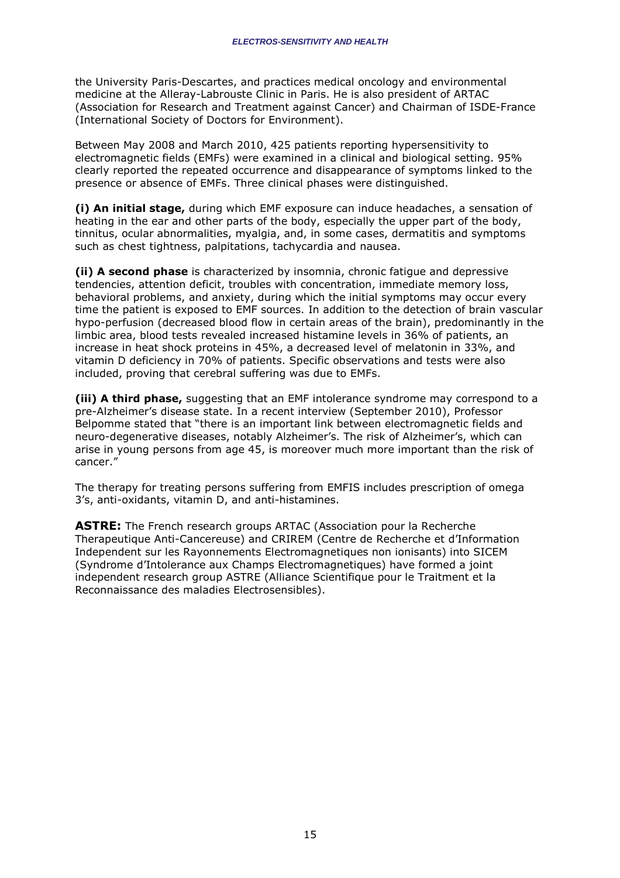the University Paris-Descartes, and practices medical oncology and environmental medicine at the Alleray-Labrouste Clinic in Paris. He is also president of ARTAC (Association for Research and Treatment against Cancer) and Chairman of ISDE-France (International Society of Doctors for Environment).

Between May 2008 and March 2010, 425 patients reporting hypersensitivity to electromagnetic fields (EMFs) were examined in a clinical and biological setting. 95% clearly reported the repeated occurrence and disappearance of symptoms linked to the presence or absence of EMFs. Three clinical phases were distinguished.

**(i) An initial stage,** during which EMF exposure can induce headaches, a sensation of heating in the ear and other parts of the body, especially the upper part of the body, tinnitus, ocular abnormalities, myalgia, and, in some cases, dermatitis and symptoms such as chest tightness, palpitations, tachycardia and nausea.

**(ii) A second phase** is characterized by insomnia, chronic fatigue and depressive tendencies, attention deficit, troubles with concentration, immediate memory loss, behavioral problems, and anxiety, during which the initial symptoms may occur every time the patient is exposed to EMF sources. In addition to the detection of brain vascular hypo-perfusion (decreased blood flow in certain areas of the brain), predominantly in the limbic area, blood tests revealed increased histamine levels in 36% of patients, an increase in heat shock proteins in 45%, a decreased level of melatonin in 33%, and vitamin D deficiency in 70% of patients. Specific observations and tests were also included, proving that cerebral suffering was due to EMFs.

**(iii) A third phase,** suggesting that an EMF intolerance syndrome may correspond to a pre-Alzheimer's disease state. In a recent interview (September 2010), Professor Belpomme stated that "there is an important link between electromagnetic fields and neuro-degenerative diseases, notably Alzheimer's. The risk of Alzheimer's, which can arise in young persons from age 45, is moreover much more important than the risk of cancer."

The therapy for treating persons suffering from EMFIS includes prescription of omega 3's, anti-oxidants, vitamin D, and anti-histamines.

**ASTRE:** The French research groups ARTAC (Association pour la Recherche Therapeutique Anti-Cancereuse) and CRIREM (Centre de Recherche et d'Information Independent sur les Rayonnements Electromagnetiques non ionisants) into SICEM (Syndrome d'Intolerance aux Champs Electromagnetiques) have formed a joint independent research group ASTRE (Alliance Scientifique pour le Traitment et la Reconnaissance des maladies Electrosensibles).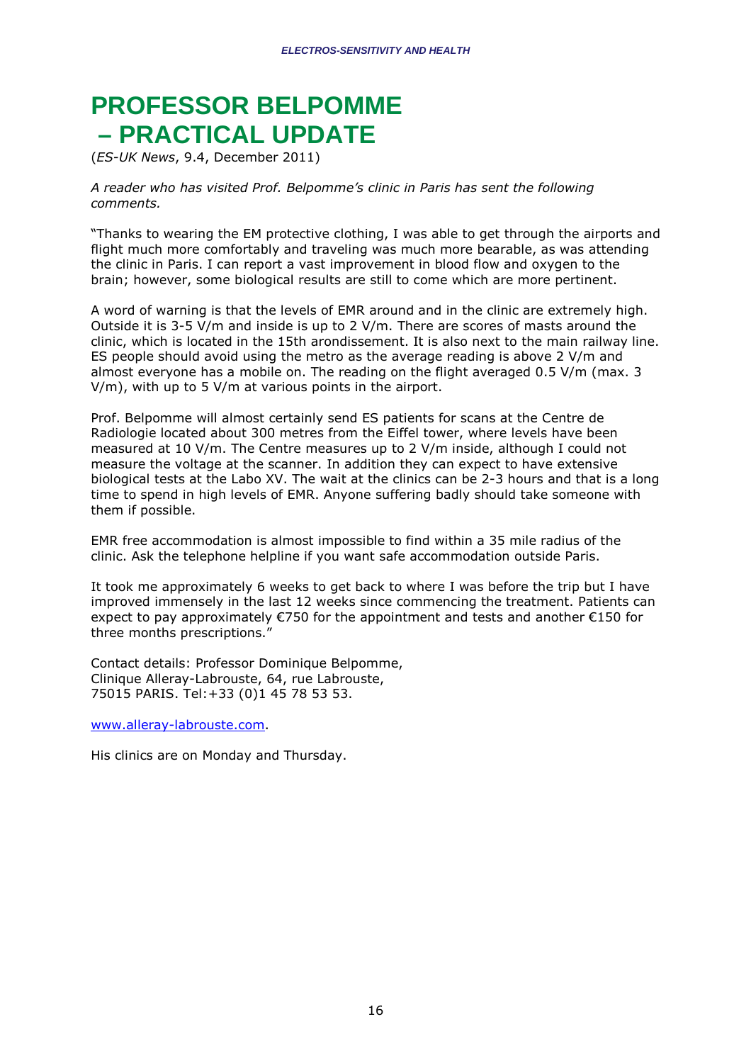# PROFESSOR BELPOMME – PRACTICAL UPDATE

(*ES-UK News*, 9.4, December 2011)

*A reader who has visited Prof. Belpomme's clinic in Paris has sent the following comments.*

"Thanks to wearing the EM protective clothing, I was able to get through the airports and flight much more comfortably and traveling was much more bearable, as was attending the clinic in Paris. I can report a vast improvement in blood flow and oxygen to the brain; however, some biological results are still to come which are more pertinent.

A word of warning is that the levels of EMR around and in the clinic are extremely high. Outside it is 3-5 V/m and inside is up to 2 V/m. There are scores of masts around the clinic, which is located in the 15th arondissement. It is also next to the main railway line. ES people should avoid using the metro as the average reading is above 2 V/m and almost everyone has a mobile on. The reading on the flight averaged 0.5 V/m (max. 3 V/m), with up to 5 V/m at various points in the airport.

Prof. Belpomme will almost certainly send ES patients for scans at the Centre de Radiologie located about 300 metres from the Eiffel tower, where levels have been measured at 10 V/m. The Centre measures up to 2 V/m inside, although I could not measure the voltage at the scanner. In addition they can expect to have extensive biological tests at the Labo XV. The wait at the clinics can be 2-3 hours and that is a long time to spend in high levels of EMR. Anyone suffering badly should take someone with them if possible.

EMR free accommodation is almost impossible to find within a 35 mile radius of the clinic. Ask the telephone helpline if you want safe accommodation outside Paris.

It took me approximately 6 weeks to get back to where I was before the trip but I have improved immensely in the last 12 weeks since commencing the treatment. Patients can expect to pay approximately €750 for the appointment and tests and another €150 for three months prescriptions."

Contact details: Professor Dominique Belpomme,
Clinique Alleray-Labrouste, 64, rue Labrouste,
75015 PARIS. Tel:+33 (0)1 45 78 53 53.

www.alleray-labrouste.com.

His clinics are on Monday and Thursday.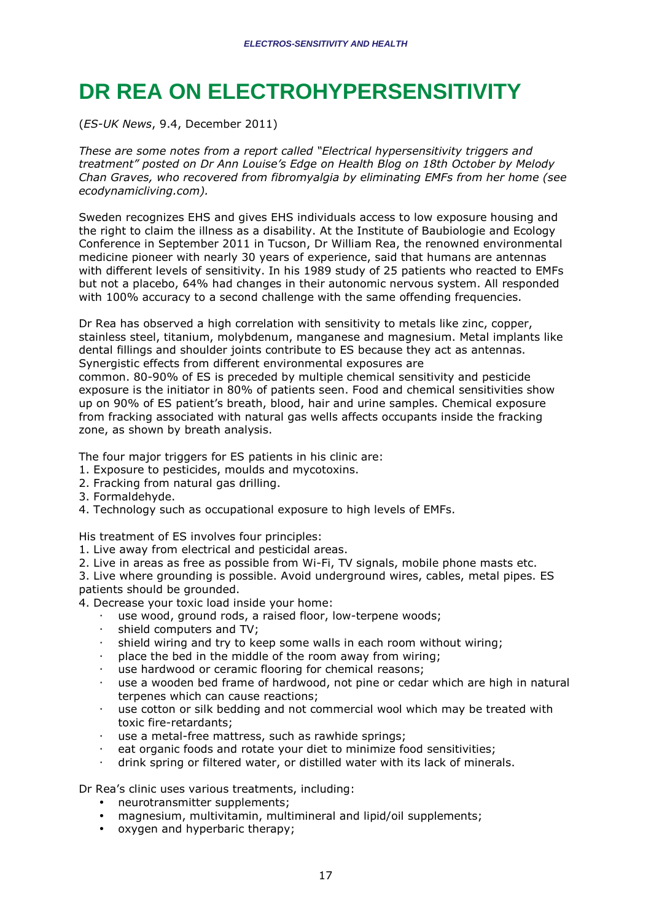# DR REA ON ELECTROHYPERSENSITIVITY

(*ES-UK News*, 9.4, December 2011)

*These are some notes from a report called "Electrical hypersensitivity triggers and treatment" posted on Dr Ann Louise's Edge on Health Blog on 18th October by Melody Chan Graves, who recovered from fibromyalgia by eliminating EMFs from her home (see ecodynamicliving.com).*

Sweden recognizes EHS and gives EHS individuals access to low exposure housing and the right to claim the illness as a disability. At the Institute of Baubiologie and Ecology Conference in September 2011 in Tucson, Dr William Rea, the renowned environmental medicine pioneer with nearly 30 years of experience, said that humans are antennas with different levels of sensitivity. In his 1989 study of 25 patients who reacted to EMFs but not a placebo, 64% had changes in their autonomic nervous system. All responded with 100% accuracy to a second challenge with the same offending frequencies.

Dr Rea has observed a high correlation with sensitivity to metals like zinc, copper, stainless steel, titanium, molybdenum, manganese and magnesium. Metal implants like dental fillings and shoulder joints contribute to ES because they act as antennas. Synergistic effects from different environmental exposures are common. 80-90% of ES is preceded by multiple chemical sensitivity and pesticide exposure is the initiator in 80% of patients seen. Food and chemical sensitivities show up on 90% of ES patient's breath, blood, hair and urine samples. Chemical exposure from fracking associated with natural gas wells affects occupants inside the fracking zone, as shown by breath analysis.

The four major triggers for ES patients in his clinic are:

1. Exposure to pesticides, moulds and mycotoxins.
2. Fracking from natural gas drilling.
3. Formaldehyde.
4. Technology such as occupational exposure to high levels of EMFs.

His treatment of ES involves four principles:

1. Live away from electrical and pesticidal areas.
2. Live in areas as free as possible from Wi-Fi, TV signals, mobile phone masts etc.
3. Live where grounding is possible. Avoid underground wires, cables, metal pipes. ES patients should be grounded.
4. Decrease your toxic load inside your home:
   - use wood, ground rods, a raised floor, low-terpene woods;
   - shield computers and TV;
   - shield wiring and try to keep some walls in each room without wiring;
   - place the bed in the middle of the room away from wiring;
   - use hardwood or ceramic flooring for chemical reasons;
   - use a wooden bed frame of hardwood, not pine or cedar which are high in natural terpenes which can cause reactions;
   - use cotton or silk bedding and not commercial wool which may be treated with toxic fire-retardants;
   - use a metal-free mattress, such as rawhide springs;
   - eat organic foods and rotate your diet to minimize food sensitivities;
   - drink spring or filtered water, or distilled water with its lack of minerals.

Dr Rea's clinic uses various treatments, including:

- neurotransmitter supplements;
- magnesium, multivitamin, multimineral and lipid/oil supplements;
- oxygen and hyperbaric therapy;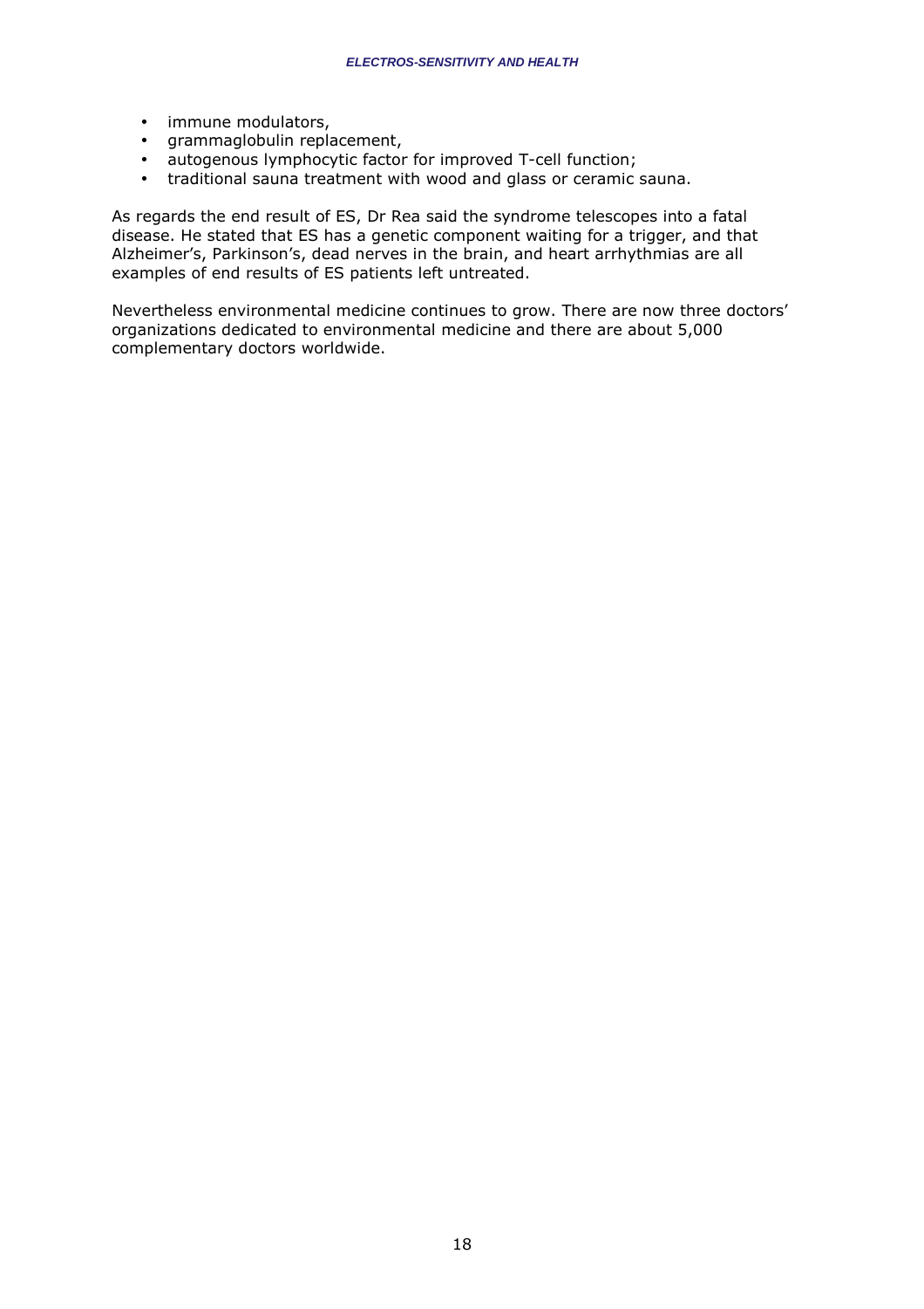- immune modulators,
- grammaglobulin replacement,
- autogenous lymphocytic factor for improved T-cell function;
- traditional sauna treatment with wood and glass or ceramic sauna.

As regards the end result of ES, Dr Rea said the syndrome telescopes into a fatal disease. He stated that ES has a genetic component waiting for a trigger, and that Alzheimer's, Parkinson's, dead nerves in the brain, and heart arrhythmias are all examples of end results of ES patients left untreated.

Nevertheless environmental medicine continues to grow. There are now three doctors' organizations dedicated to environmental medicine and there are about 5,000 complementary doctors worldwide.